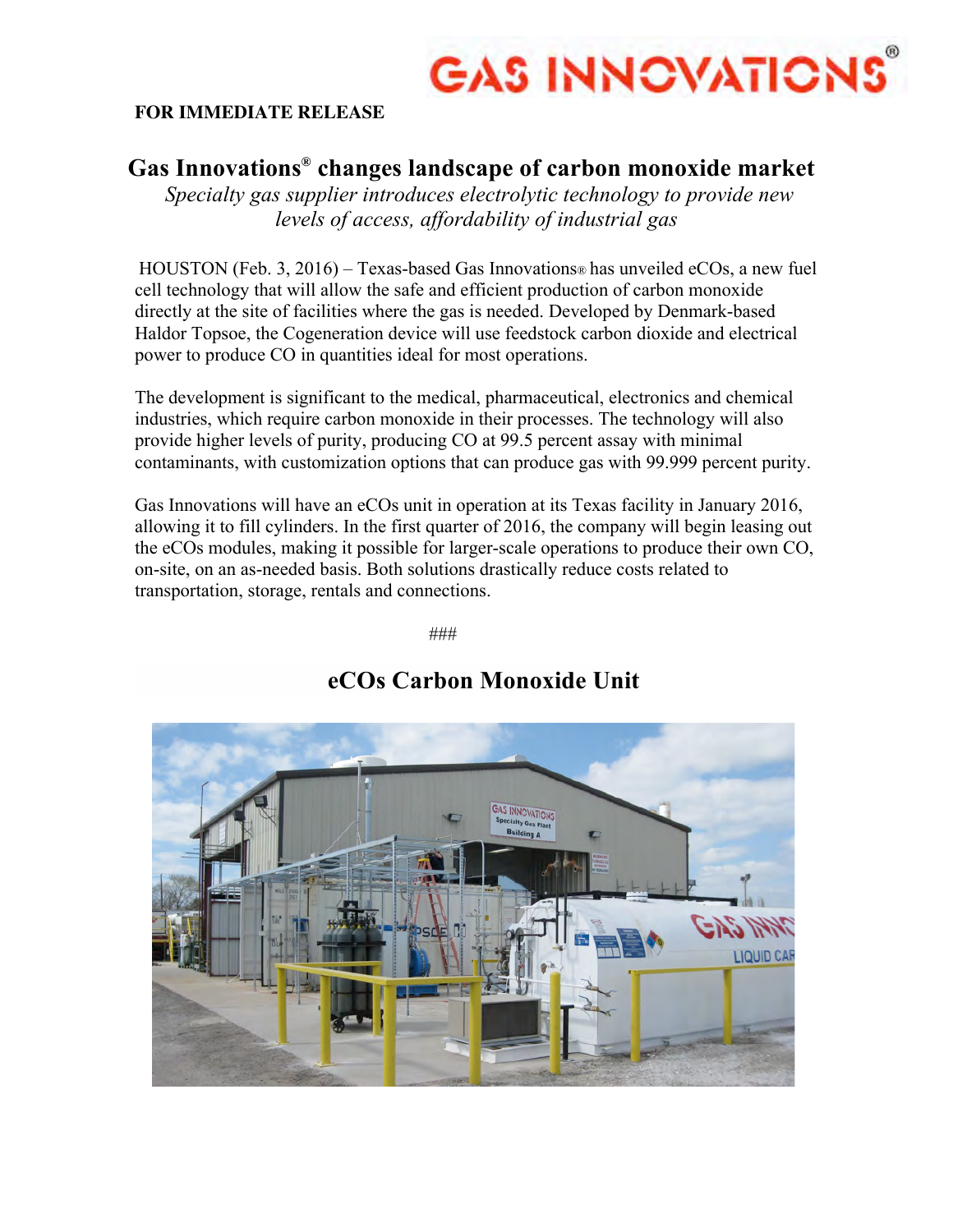GAS INNOVATIONS®

**FOR IMMEDIATE RELEASE**

# Gas Innovations® changes landscape of carbon monoxide market

*Specialty gas supplier introduces electrolytic technology to provide new levels of access, affordability of industrial gas*

HOUSTON (Feb. 3, 2016) – Texas-based Gas Innovations® has unveiled eCOs, a new fuel cell technology that will allow the safe and efficient production of carbon monoxide directly at the site of facilities where the gas is needed. Developed by Denmark-based Haldor Topsoe, the Cogeneration device will use feedstock carbon dioxide and electrical power to produce CO in quantities ideal for most operations.

The development is significant to the medical, pharmaceutical, electronics and chemical industries, which require carbon monoxide in their processes. The technology will also provide higher levels of purity, producing CO at 99.5 percent assay with minimal contaminants, with customization options that can produce gas with 99.999 percent purity.

Gas Innovations will have an eCOs unit in operation at its Texas facility in January 2016, allowing it to fill cylinders. In the first quarter of 2016, the company will begin leasing out the eCOs modules, making it possible for larger-scale operations to produce their own CO, on-site, on an as-needed basis. Both solutions drastically reduce costs related to transportation, storage, rentals and connections.

###

## eCOs Carbon Monoxide Unit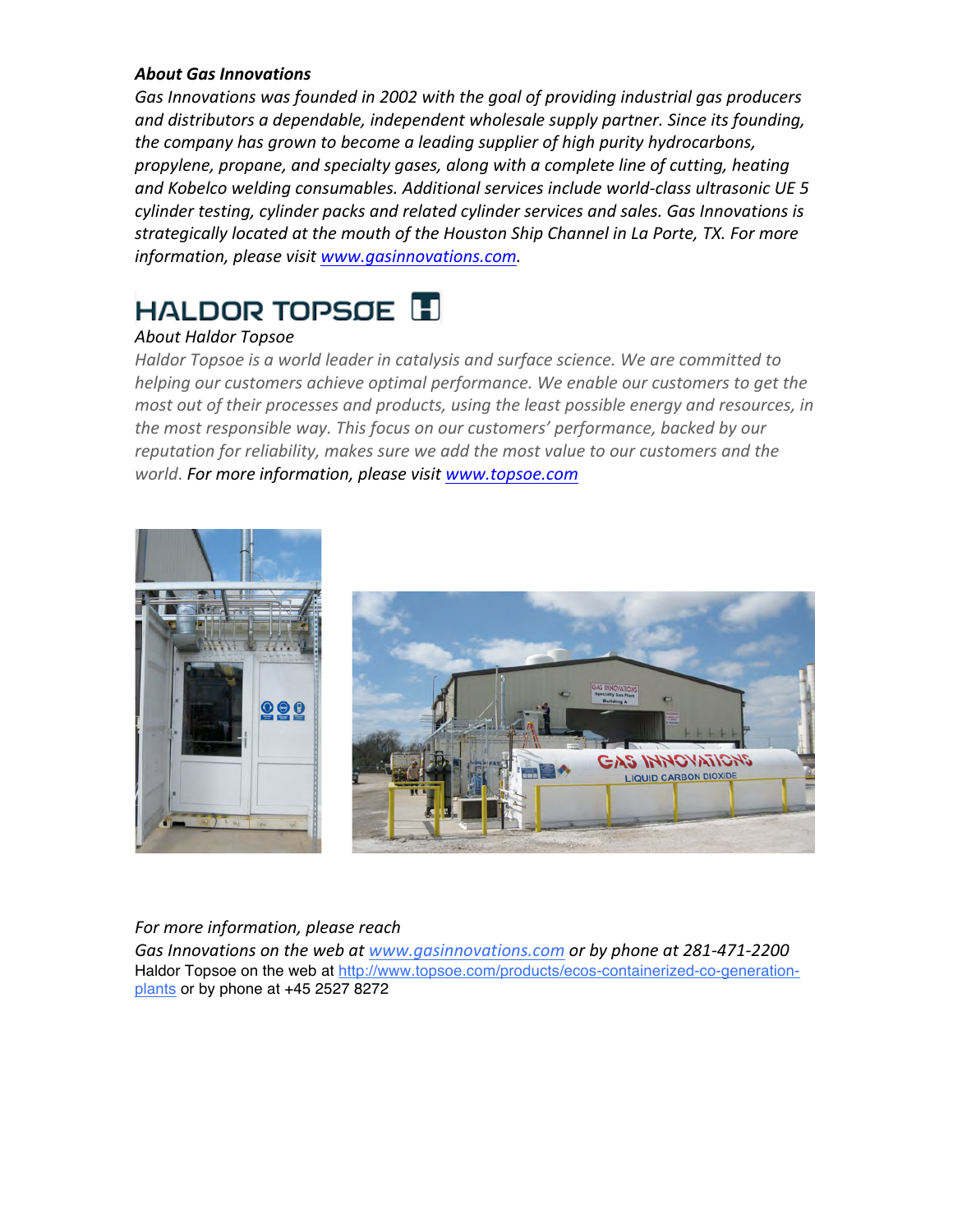***About Gas Innovations***

*Gas Innovations was founded in 2002 with the goal of providing industrial gas producers and distributors a dependable, independent wholesale supply partner. Since its founding, the company has grown to become a leading supplier of high purity hydrocarbons, propylene, propane, and specialty gases, along with a complete line of cutting, heating and Kobelco welding consumables. Additional services include world-class ultrasonic UE 5 cylinder testing, cylinder packs and related cylinder services and sales. Gas Innovations is strategically located at the mouth of the Houston Ship Channel in La Porte, TX. For more information, please visit [www.gasinnovations.com](http://www.gasinnovations.com).*

HALDOR TOPSOE

*About Haldor Topsoe*

*Haldor Topsoe is a world leader in catalysis and surface science. We are committed to helping our customers achieve optimal performance. We enable our customers to get the most out of their processes and products, using the least possible energy and resources, in the most responsible way. This focus on our customers' performance, backed by our reputation for reliability, makes sure we add the most value to our customers and the world. For more information, please visit [www.topsoe.com](http://www.topsoe.com)*

*For more information, please reach*
*Gas Innovations on the web at [www.gasinnovations.com](http://www.gasinnovations.com) or by phone at 281-471-2200*
Haldor Topsoe on the web at [http://www.topsoe.com/products/ecos-containerized-co-generation-plants](http://www.topsoe.com/products/ecos-containerized-co-generation-plants) or by phone at +45 2527 8272